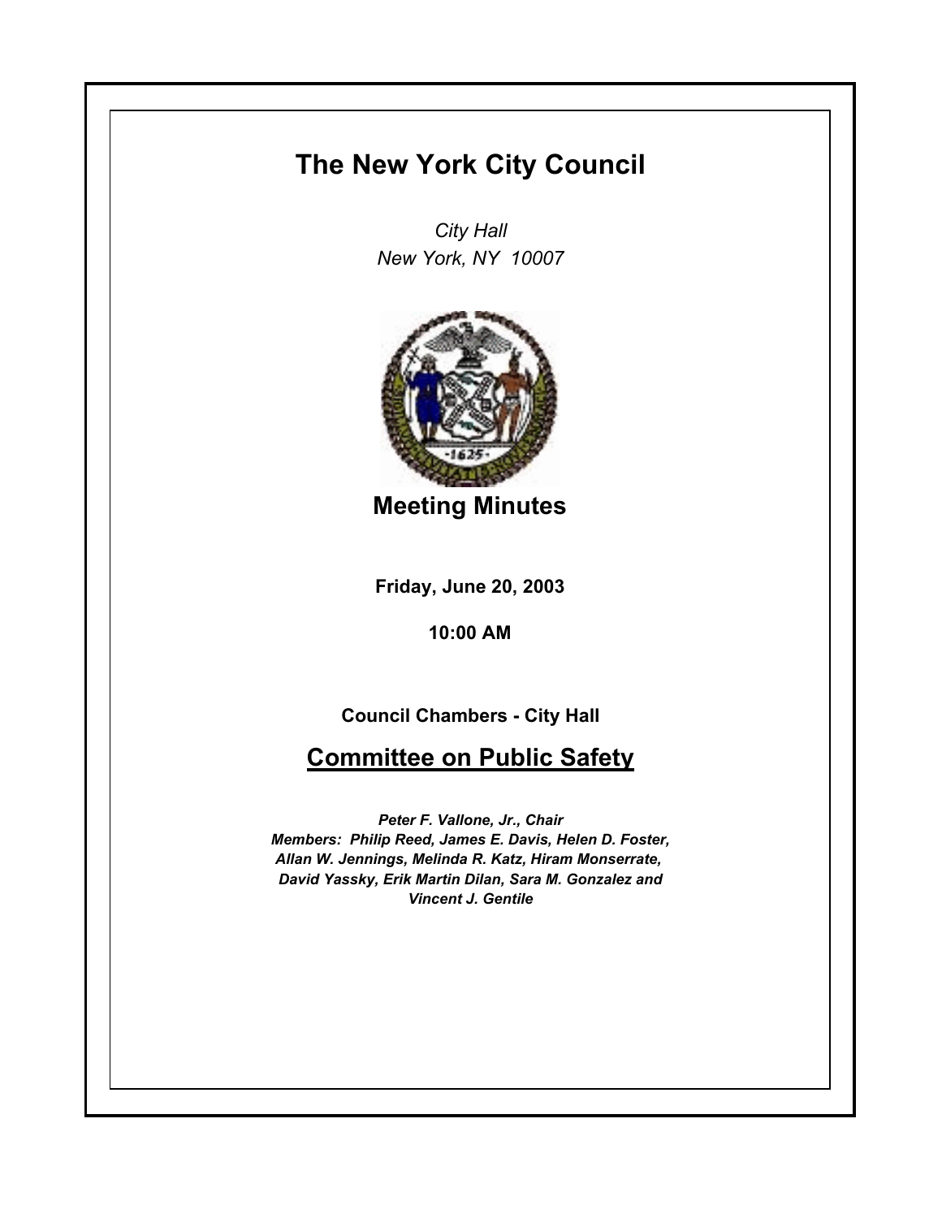# The New York City Council

*City Hall*
*New York, NY 10007*

## Meeting Minutes

**Friday, June 20, 2003**

**10:00 AM**

**Council Chambers - City Hall**

## Committee on Public Safety

***Peter F. Vallone, Jr., Chair***
***Members: Philip Reed, James E. Davis, Helen D. Foster, Allan W. Jennings, Melinda R. Katz, Hiram Monserrate, David Yassky, Erik Martin Dilan, Sara M. Gonzalez and Vincent J. Gentile***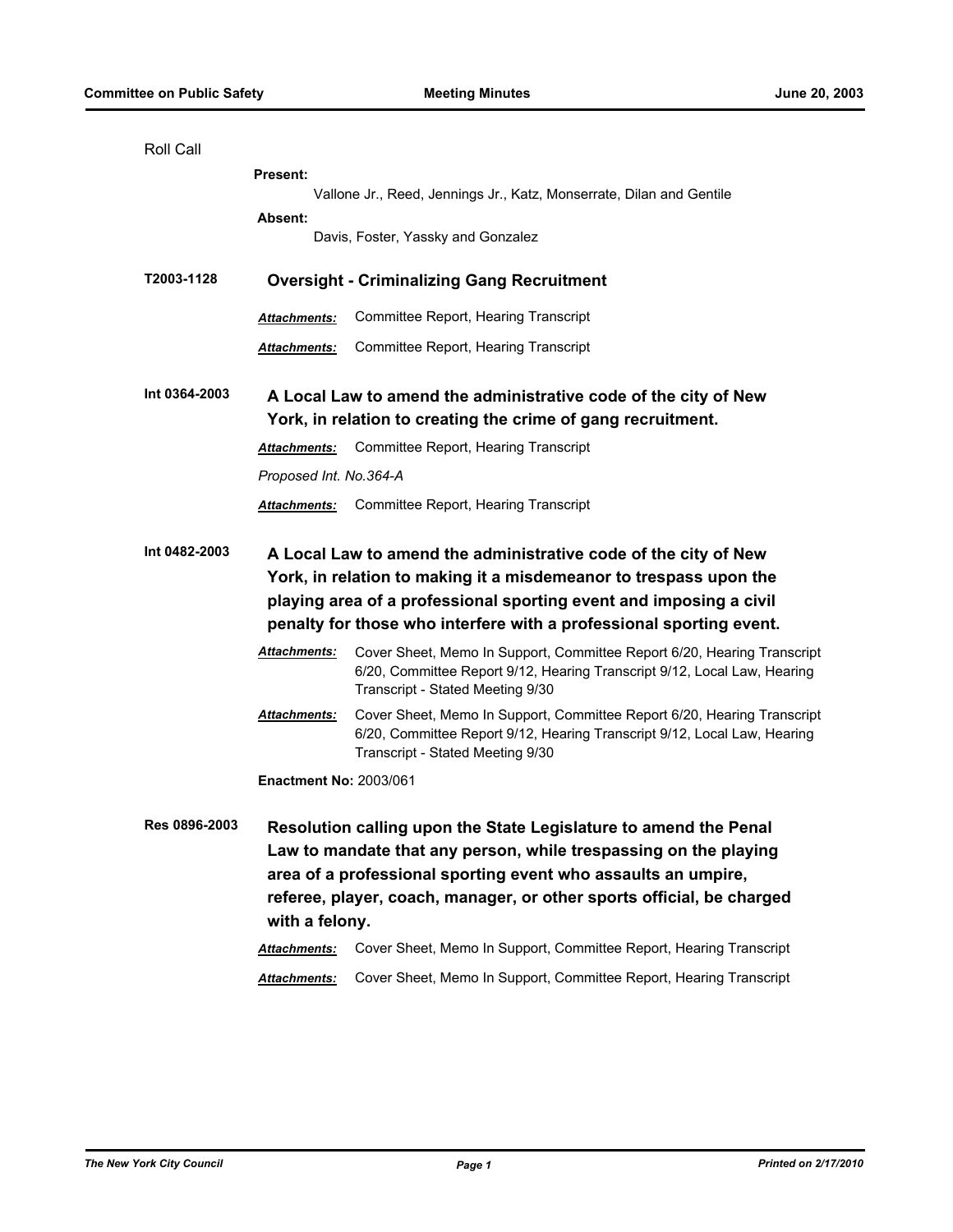Roll Call

**Present:**

Vallone Jr., Reed, Jennings Jr., Katz, Monserrate, Dilan and Gentile

**Absent:**

Davis, Foster, Yassky and Gonzalez

**T2003-1128** **Oversight - Criminalizing Gang Recruitment**

***Attachments:*** Committee Report, Hearing Transcript

***Attachments:*** Committee Report, Hearing Transcript

**Int 0364-2003** **A Local Law to amend the administrative code of the city of New York, in relation to creating the crime of gang recruitment.**

***Attachments:*** Committee Report, Hearing Transcript

*Proposed Int. No.364-A*

***Attachments:*** Committee Report, Hearing Transcript

**Int 0482-2003** **A Local Law to amend the administrative code of the city of New York, in relation to making it a misdemeanor to trespass upon the playing area of a professional sporting event and imposing a civil penalty for those who interfere with a professional sporting event.**

***Attachments:*** Cover Sheet, Memo In Support, Committee Report 6/20, Hearing Transcript 6/20, Committee Report 9/12, Hearing Transcript 9/12, Local Law, Hearing Transcript - Stated Meeting 9/30

***Attachments:*** Cover Sheet, Memo In Support, Committee Report 6/20, Hearing Transcript 6/20, Committee Report 9/12, Hearing Transcript 9/12, Local Law, Hearing Transcript - Stated Meeting 9/30

**Enactment No:** 2003/061

**Res 0896-2003** **Resolution calling upon the State Legislature to amend the Penal Law to mandate that any person, while trespassing on the playing area of a professional sporting event who assaults an umpire, referee, player, coach, manager, or other sports official, be charged with a felony.**

***Attachments:*** Cover Sheet, Memo In Support, Committee Report, Hearing Transcript

***Attachments:*** Cover Sheet, Memo In Support, Committee Report, Hearing Transcript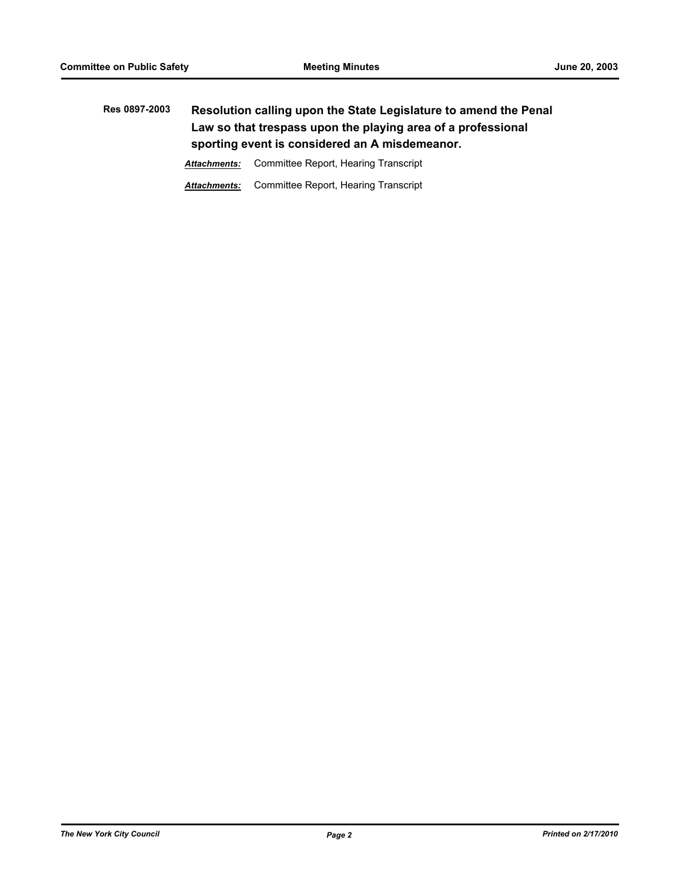**Res 0897-2003** **Resolution calling upon the State Legislature to amend the Penal Law so that trespass upon the playing area of a professional sporting event is considered an A misdemeanor.**

***Attachments:*** Committee Report, Hearing Transcript

***Attachments:*** Committee Report, Hearing Transcript